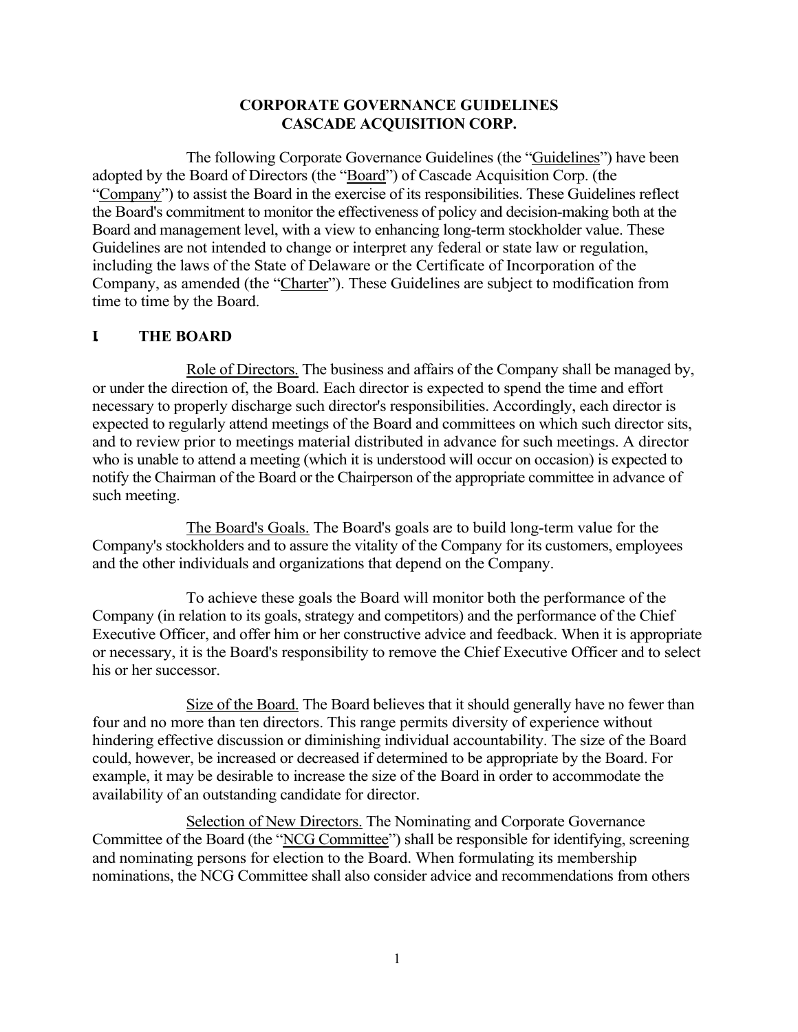# CORPORATE GOVERNANCE GUIDELINES
# CASCADE ACQUISITION CORP.

The following Corporate Governance Guidelines (the "Guidelines") have been adopted by the Board of Directors (the "Board") of Cascade Acquisition Corp. (the "Company") to assist the Board in the exercise of its responsibilities. These Guidelines reflect the Board's commitment to monitor the effectiveness of policy and decision-making both at the Board and management level, with a view to enhancing long-term stockholder value. These Guidelines are not intended to change or interpret any federal or state law or regulation, including the laws of the State of Delaware or the Certificate of Incorporation of the Company, as amended (the "Charter"). These Guidelines are subject to modification from time to time by the Board.

## I THE BOARD

Role of Directors. The business and affairs of the Company shall be managed by, or under the direction of, the Board. Each director is expected to spend the time and effort necessary to properly discharge such director's responsibilities. Accordingly, each director is expected to regularly attend meetings of the Board and committees on which such director sits, and to review prior to meetings material distributed in advance for such meetings. A director who is unable to attend a meeting (which it is understood will occur on occasion) is expected to notify the Chairman of the Board or the Chairperson of the appropriate committee in advance of such meeting.

The Board's Goals. The Board's goals are to build long-term value for the Company's stockholders and to assure the vitality of the Company for its customers, employees and the other individuals and organizations that depend on the Company.

To achieve these goals the Board will monitor both the performance of the Company (in relation to its goals, strategy and competitors) and the performance of the Chief Executive Officer, and offer him or her constructive advice and feedback. When it is appropriate or necessary, it is the Board's responsibility to remove the Chief Executive Officer and to select his or her successor.

Size of the Board. The Board believes that it should generally have no fewer than four and no more than ten directors. This range permits diversity of experience without hindering effective discussion or diminishing individual accountability. The size of the Board could, however, be increased or decreased if determined to be appropriate by the Board. For example, it may be desirable to increase the size of the Board in order to accommodate the availability of an outstanding candidate for director.

Selection of New Directors. The Nominating and Corporate Governance Committee of the Board (the "NCG Committee") shall be responsible for identifying, screening and nominating persons for election to the Board. When formulating its membership nominations, the NCG Committee shall also consider advice and recommendations from others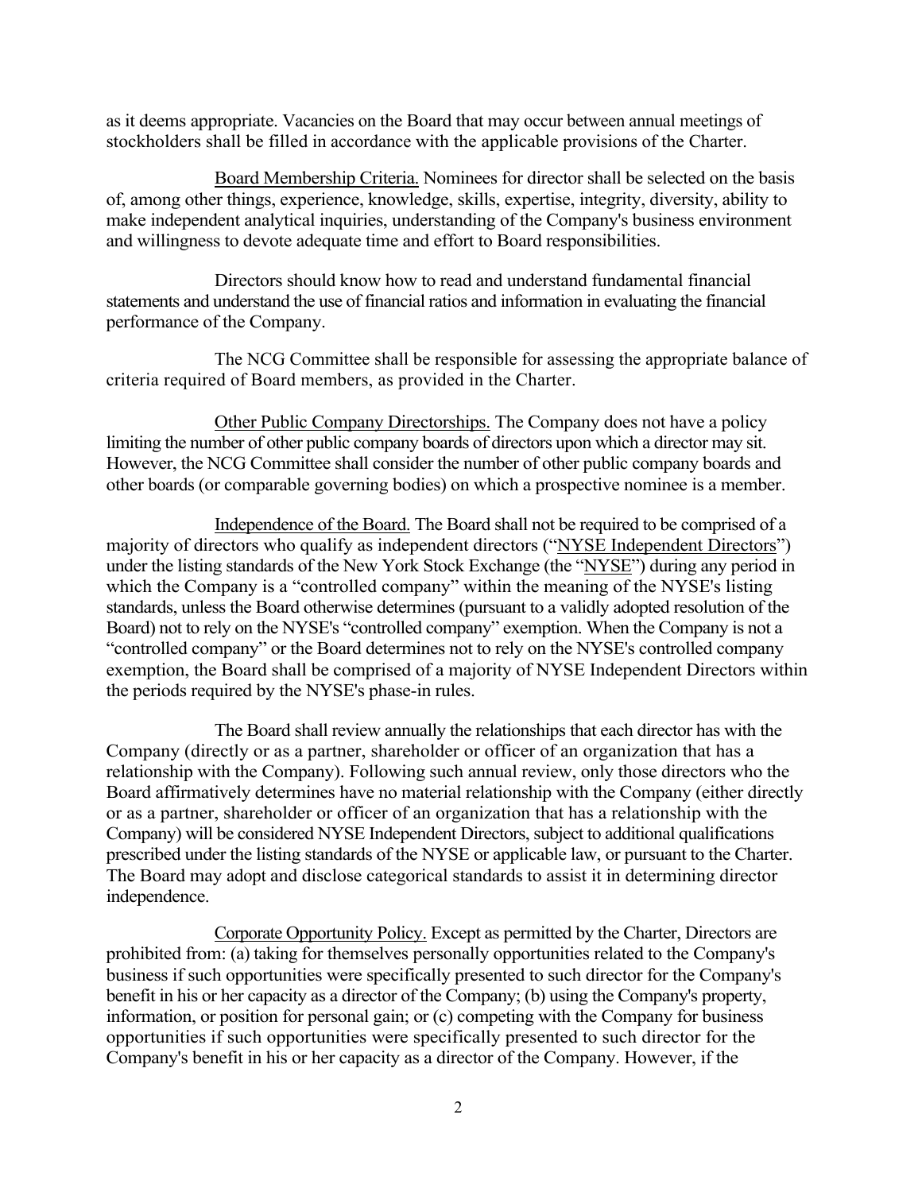as it deems appropriate. Vacancies on the Board that may occur between annual meetings of stockholders shall be filled in accordance with the applicable provisions of the Charter.

Board Membership Criteria. Nominees for director shall be selected on the basis of, among other things, experience, knowledge, skills, expertise, integrity, diversity, ability to make independent analytical inquiries, understanding of the Company's business environment and willingness to devote adequate time and effort to Board responsibilities.

Directors should know how to read and understand fundamental financial statements and understand the use of financial ratios and information in evaluating the financial performance of the Company.

The NCG Committee shall be responsible for assessing the appropriate balance of criteria required of Board members, as provided in the Charter.

Other Public Company Directorships. The Company does not have a policy limiting the number of other public company boards of directors upon which a director may sit. However, the NCG Committee shall consider the number of other public company boards and other boards (or comparable governing bodies) on which a prospective nominee is a member.

Independence of the Board. The Board shall not be required to be comprised of a majority of directors who qualify as independent directors ("NYSE Independent Directors") under the listing standards of the New York Stock Exchange (the "NYSE") during any period in which the Company is a "controlled company" within the meaning of the NYSE's listing standards, unless the Board otherwise determines (pursuant to a validly adopted resolution of the Board) not to rely on the NYSE's "controlled company" exemption. When the Company is not a "controlled company" or the Board determines not to rely on the NYSE's controlled company exemption, the Board shall be comprised of a majority of NYSE Independent Directors within the periods required by the NYSE's phase-in rules.

The Board shall review annually the relationships that each director has with the Company (directly or as a partner, shareholder or officer of an organization that has a relationship with the Company). Following such annual review, only those directors who the Board affirmatively determines have no material relationship with the Company (either directly or as a partner, shareholder or officer of an organization that has a relationship with the Company) will be considered NYSE Independent Directors, subject to additional qualifications prescribed under the listing standards of the NYSE or applicable law, or pursuant to the Charter. The Board may adopt and disclose categorical standards to assist it in determining director independence.

Corporate Opportunity Policy. Except as permitted by the Charter, Directors are prohibited from: (a) taking for themselves personally opportunities related to the Company's business if such opportunities were specifically presented to such director for the Company's benefit in his or her capacity as a director of the Company; (b) using the Company's property, information, or position for personal gain; or (c) competing with the Company for business opportunities if such opportunities were specifically presented to such director for the Company's benefit in his or her capacity as a director of the Company. However, if the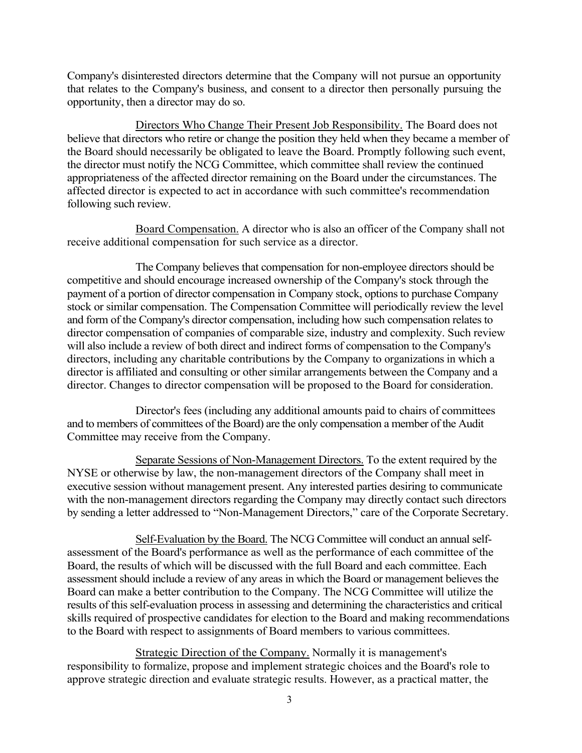Company's disinterested directors determine that the Company will not pursue an opportunity that relates to the Company's business, and consent to a director then personally pursuing the opportunity, then a director may do so.

Directors Who Change Their Present Job Responsibility. The Board does not believe that directors who retire or change the position they held when they became a member of the Board should necessarily be obligated to leave the Board. Promptly following such event, the director must notify the NCG Committee, which committee shall review the continued appropriateness of the affected director remaining on the Board under the circumstances. The affected director is expected to act in accordance with such committee's recommendation following such review.

Board Compensation. A director who is also an officer of the Company shall not receive additional compensation for such service as a director.

The Company believes that compensation for non-employee directors should be competitive and should encourage increased ownership of the Company's stock through the payment of a portion of director compensation in Company stock, options to purchase Company stock or similar compensation. The Compensation Committee will periodically review the level and form of the Company's director compensation, including how such compensation relates to director compensation of companies of comparable size, industry and complexity. Such review will also include a review of both direct and indirect forms of compensation to the Company's directors, including any charitable contributions by the Company to organizations in which a director is affiliated and consulting or other similar arrangements between the Company and a director. Changes to director compensation will be proposed to the Board for consideration.

Director's fees (including any additional amounts paid to chairs of committees and to members of committees of the Board) are the only compensation a member of the Audit Committee may receive from the Company.

Separate Sessions of Non-Management Directors. To the extent required by the NYSE or otherwise by law, the non-management directors of the Company shall meet in executive session without management present. Any interested parties desiring to communicate with the non-management directors regarding the Company may directly contact such directors by sending a letter addressed to "Non-Management Directors," care of the Corporate Secretary.

Self-Evaluation by the Board. The NCG Committee will conduct an annual self-assessment of the Board's performance as well as the performance of each committee of the Board, the results of which will be discussed with the full Board and each committee. Each assessment should include a review of any areas in which the Board or management believes the Board can make a better contribution to the Company. The NCG Committee will utilize the results of this self-evaluation process in assessing and determining the characteristics and critical skills required of prospective candidates for election to the Board and making recommendations to the Board with respect to assignments of Board members to various committees.

Strategic Direction of the Company. Normally it is management's responsibility to formalize, propose and implement strategic choices and the Board's role to approve strategic direction and evaluate strategic results. However, as a practical matter, the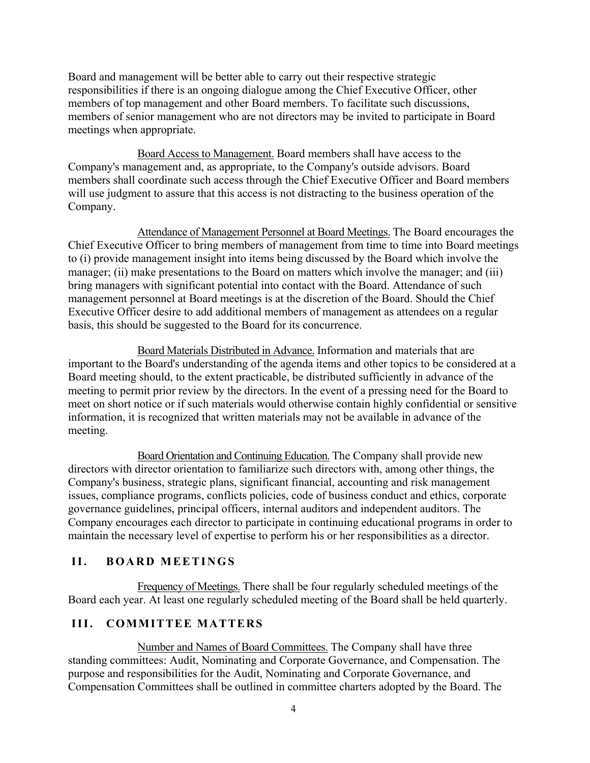Board and management will be better able to carry out their respective strategic responsibilities if there is an ongoing dialogue among the Chief Executive Officer, other members of top management and other Board members. To facilitate such discussions, members of senior management who are not directors may be invited to participate in Board meetings when appropriate.

Board Access to Management. Board members shall have access to the Company's management and, as appropriate, to the Company's outside advisors. Board members shall coordinate such access through the Chief Executive Officer and Board members will use judgment to assure that this access is not distracting to the business operation of the Company.

Attendance of Management Personnel at Board Meetings. The Board encourages the Chief Executive Officer to bring members of management from time to time into Board meetings to (i) provide management insight into items being discussed by the Board which involve the manager; (ii) make presentations to the Board on matters which involve the manager; and (iii) bring managers with significant potential into contact with the Board. Attendance of such management personnel at Board meetings is at the discretion of the Board. Should the Chief Executive Officer desire to add additional members of management as attendees on a regular basis, this should be suggested to the Board for its concurrence.

Board Materials Distributed in Advance. Information and materials that are important to the Board's understanding of the agenda items and other topics to be considered at a Board meeting should, to the extent practicable, be distributed sufficiently in advance of the meeting to permit prior review by the directors. In the event of a pressing need for the Board to meet on short notice or if such materials would otherwise contain highly confidential or sensitive information, it is recognized that written materials may not be available in advance of the meeting.

Board Orientation and Continuing Education. The Company shall provide new directors with director orientation to familiarize such directors with, among other things, the Company's business, strategic plans, significant financial, accounting and risk management issues, compliance programs, conflicts policies, code of business conduct and ethics, corporate governance guidelines, principal officers, internal auditors and independent auditors. The Company encourages each director to participate in continuing educational programs in order to maintain the necessary level of expertise to perform his or her responsibilities as a director.

## II. BOARD MEETINGS

Frequency of Meetings. There shall be four regularly scheduled meetings of the Board each year. At least one regularly scheduled meeting of the Board shall be held quarterly.

## III. COMMITTEE MATTERS

Number and Names of Board Committees. The Company shall have three standing committees: Audit, Nominating and Corporate Governance, and Compensation. The purpose and responsibilities for the Audit, Nominating and Corporate Governance, and Compensation Committees shall be outlined in committee charters adopted by the Board. The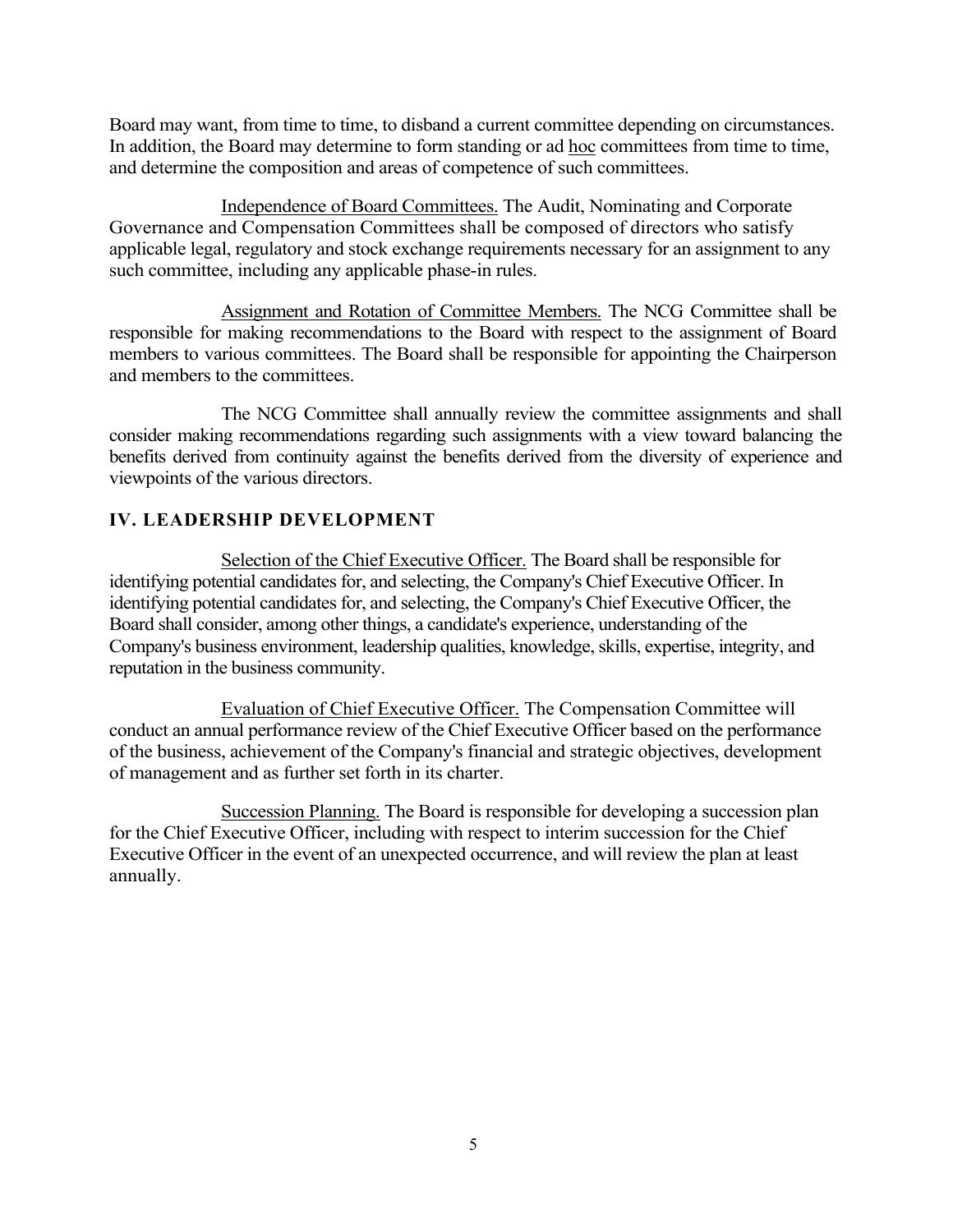Board may want, from time to time, to disband a current committee depending on circumstances. In addition, the Board may determine to form standing or ad hoc committees from time to time, and determine the composition and areas of competence of such committees.

Independence of Board Committees. The Audit, Nominating and Corporate Governance and Compensation Committees shall be composed of directors who satisfy applicable legal, regulatory and stock exchange requirements necessary for an assignment to any such committee, including any applicable phase-in rules.

Assignment and Rotation of Committee Members. The NCG Committee shall be responsible for making recommendations to the Board with respect to the assignment of Board members to various committees. The Board shall be responsible for appointing the Chairperson and members to the committees.

The NCG Committee shall annually review the committee assignments and shall consider making recommendations regarding such assignments with a view toward balancing the benefits derived from continuity against the benefits derived from the diversity of experience and viewpoints of the various directors.

## IV. LEADERSHIP DEVELOPMENT

Selection of the Chief Executive Officer. The Board shall be responsible for identifying potential candidates for, and selecting, the Company's Chief Executive Officer. In identifying potential candidates for, and selecting, the Company's Chief Executive Officer, the Board shall consider, among other things, a candidate's experience, understanding of the Company's business environment, leadership qualities, knowledge, skills, expertise, integrity, and reputation in the business community.

Evaluation of Chief Executive Officer. The Compensation Committee will conduct an annual performance review of the Chief Executive Officer based on the performance of the business, achievement of the Company's financial and strategic objectives, development of management and as further set forth in its charter.

Succession Planning. The Board is responsible for developing a succession plan for the Chief Executive Officer, including with respect to interim succession for the Chief Executive Officer in the event of an unexpected occurrence, and will review the plan at least annually.